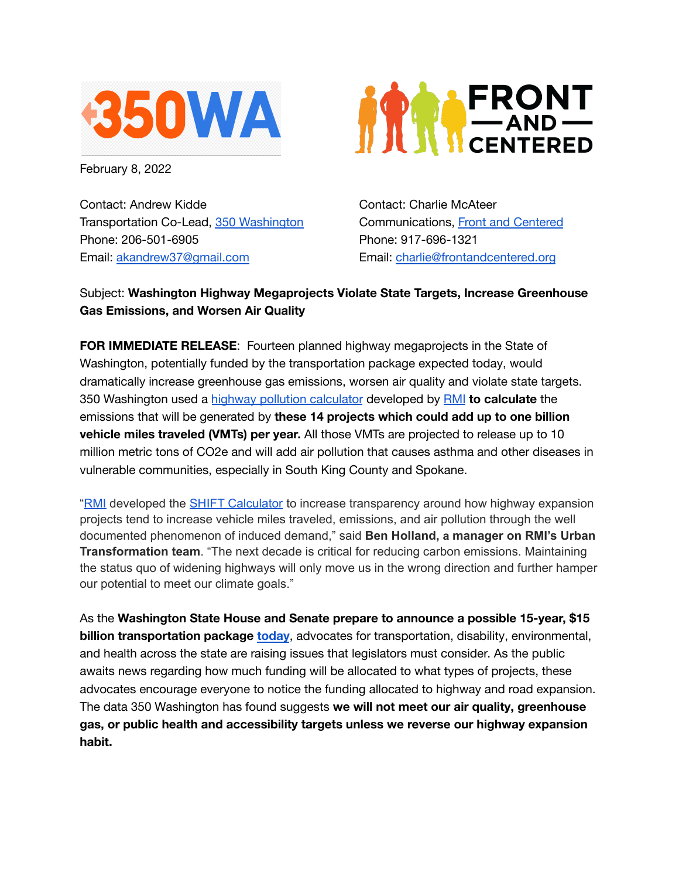February 8, 2022

Contact: Andrew Kidde
Transportation Co-Lead, 350 Washington
Phone: 206-501-6905
Email: akandrew37@gmail.com

Contact: Charlie McAteer
Communications, Front and Centered
Phone: 917-696-1321
Email: charlie@frontandcentered.org

Subject: **Washington Highway Megaprojects Violate State Targets, Increase Greenhouse Gas Emissions, and Worsen Air Quality**

**FOR IMMEDIATE RELEASE**: Fourteen planned highway megaprojects in the State of Washington, potentially funded by the transportation package expected today, would dramatically increase greenhouse gas emissions, worsen air quality and violate state targets. 350 Washington used a highway pollution calculator developed by RMI **to calculate** the emissions that will be generated by **these 14 projects which could add up to one billion vehicle miles traveled (VMTs) per year.** All those VMTs are projected to release up to 10 million metric tons of CO2e and will add air pollution that causes asthma and other diseases in vulnerable communities, especially in South King County and Spokane.

"RMI developed the SHIFT Calculator to increase transparency around how highway expansion projects tend to increase vehicle miles traveled, emissions, and air pollution through the well documented phenomenon of induced demand," said **Ben Holland, a manager on RMI's Urban Transformation team**. "The next decade is critical for reducing carbon emissions. Maintaining the status quo of widening highways will only move us in the wrong direction and further hamper our potential to meet our climate goals."

As the **Washington State House and Senate prepare to announce a possible 15-year, $15 billion transportation package today**, advocates for transportation, disability, environmental, and health across the state are raising issues that legislators must consider. As the public awaits news regarding how much funding will be allocated to what types of projects, these advocates encourage everyone to notice the funding allocated to highway and road expansion. The data 350 Washington has found suggests **we will not meet our air quality, greenhouse gas, or public health and accessibility targets unless we reverse our highway expansion habit.**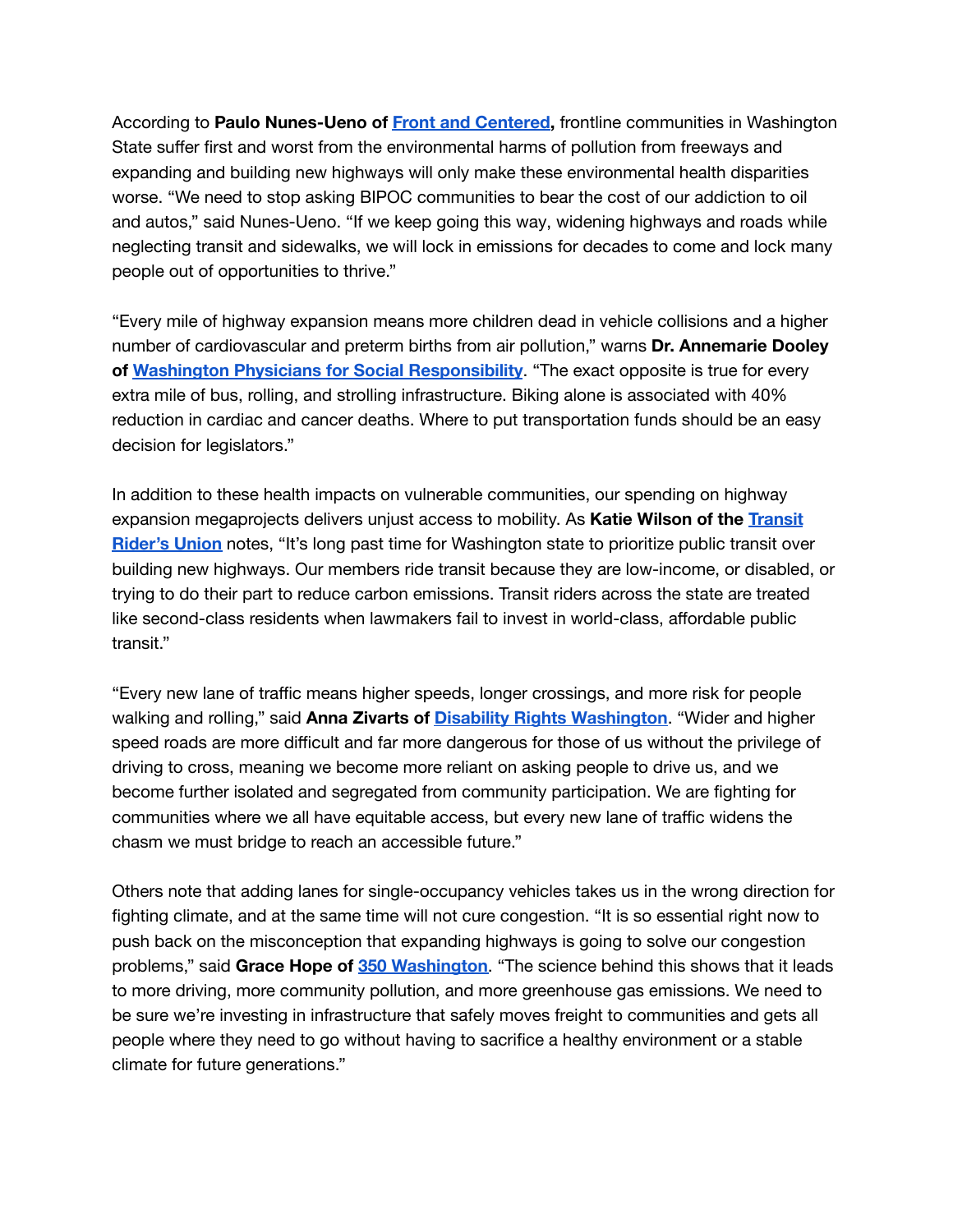According to **Paulo Nunes-Ueno of Front and Centered,** frontline communities in Washington State suffer first and worst from the environmental harms of pollution from freeways and expanding and building new highways will only make these environmental health disparities worse. “We need to stop asking BIPOC communities to bear the cost of our addiction to oil and autos,” said Nunes-Ueno. “If we keep going this way, widening highways and roads while neglecting transit and sidewalks, we will lock in emissions for decades to come and lock many people out of opportunities to thrive.”

“Every mile of highway expansion means more children dead in vehicle collisions and a higher number of cardiovascular and preterm births from air pollution,” warns **Dr. Annemarie Dooley of Washington Physicians for Social Responsibility**. “The exact opposite is true for every extra mile of bus, rolling, and strolling infrastructure. Biking alone is associated with 40% reduction in cardiac and cancer deaths. Where to put transportation funds should be an easy decision for legislators.”

In addition to these health impacts on vulnerable communities, our spending on highway expansion megaprojects delivers unjust access to mobility. As **Katie Wilson of the Transit Rider’s Union** notes, “It’s long past time for Washington state to prioritize public transit over building new highways. Our members ride transit because they are low-income, or disabled, or trying to do their part to reduce carbon emissions. Transit riders across the state are treated like second-class residents when lawmakers fail to invest in world-class, affordable public transit.”

“Every new lane of traffic means higher speeds, longer crossings, and more risk for people walking and rolling,” said **Anna Zivarts of Disability Rights Washington**. “Wider and higher speed roads are more difficult and far more dangerous for those of us without the privilege of driving to cross, meaning we become more reliant on asking people to drive us, and we become further isolated and segregated from community participation. We are fighting for communities where we all have equitable access, but every new lane of traffic widens the chasm we must bridge to reach an accessible future.”

Others note that adding lanes for single-occupancy vehicles takes us in the wrong direction for fighting climate, and at the same time will not cure congestion. “It is so essential right now to push back on the misconception that expanding highways is going to solve our congestion problems,” said **Grace Hope of 350 Washington**. “The science behind this shows that it leads to more driving, more community pollution, and more greenhouse gas emissions. We need to be sure we’re investing in infrastructure that safely moves freight to communities and gets all people where they need to go without having to sacrifice a healthy environment or a stable climate for future generations.”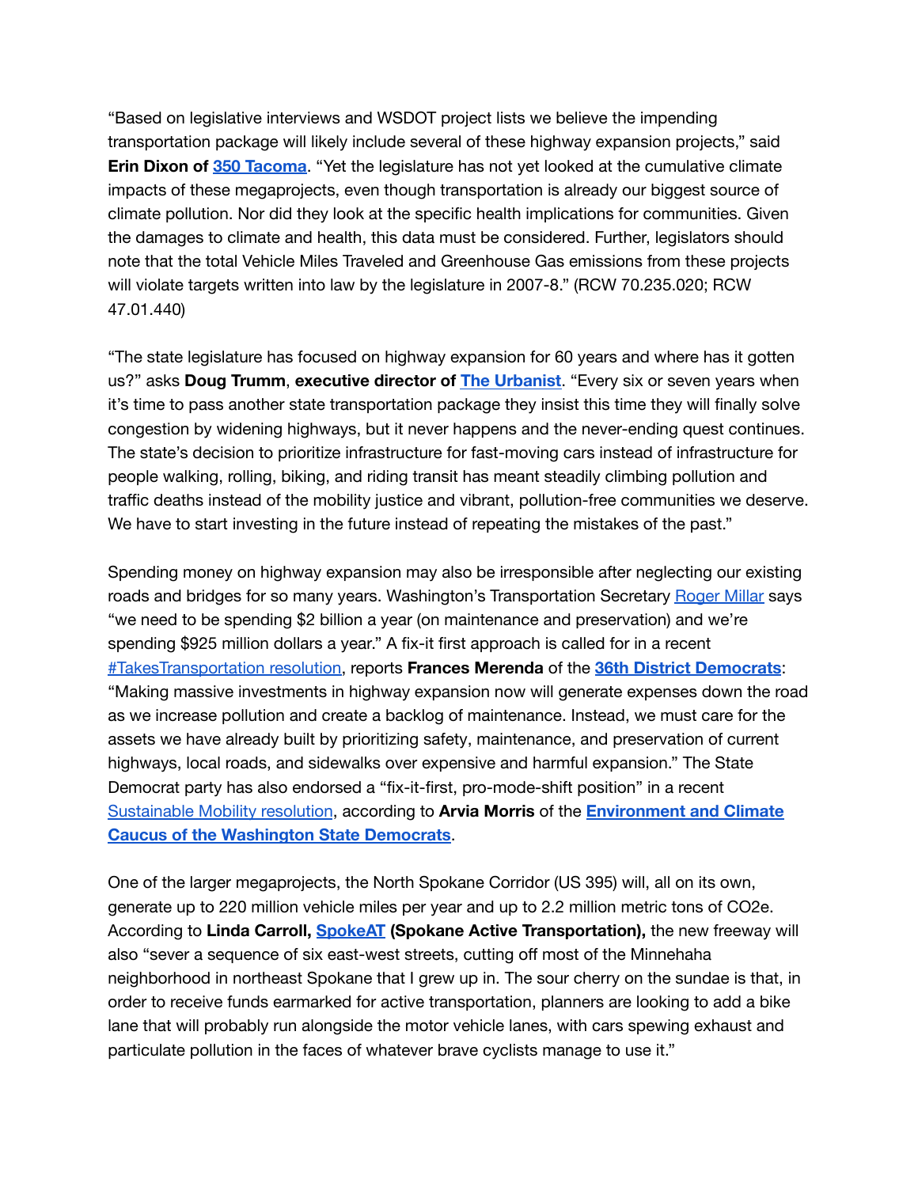"Based on legislative interviews and WSDOT project lists we believe the impending transportation package will likely include several of these highway expansion projects," said **Erin Dixon of [350 Tacoma](#)**. "Yet the legislature has not yet looked at the cumulative climate impacts of these megaprojects, even though transportation is already our biggest source of climate pollution. Nor did they look at the specific health implications for communities. Given the damages to climate and health, this data must be considered. Further, legislators should note that the total Vehicle Miles Traveled and Greenhouse Gas emissions from these projects will violate targets written into law by the legislature in 2007-8." (RCW 70.235.020; RCW 47.01.440)

"The state legislature has focused on highway expansion for 60 years and where has it gotten us?" asks **Doug Trumm**, **executive director of [The Urbanist](#)**. "Every six or seven years when it's time to pass another state transportation package they insist this time they will finally solve congestion by widening highways, but it never happens and the never-ending quest continues. The state's decision to prioritize infrastructure for fast-moving cars instead of infrastructure for people walking, rolling, biking, and riding transit has meant steadily climbing pollution and traffic deaths instead of the mobility justice and vibrant, pollution-free communities we deserve. We have to start investing in the future instead of repeating the mistakes of the past."

Spending money on highway expansion may also be irresponsible after neglecting our existing roads and bridges for so many years. Washington's Transportation Secretary [Roger Millar](#) says "we need to be spending $2 billion a year (on maintenance and preservation) and we're spending $925 million dollars a year." A fix-it first approach is called for in a recent [#TakesTransportation resolution](#), reports **Frances Merenda** of the **[36th District Democrats](#)**: "Making massive investments in highway expansion now will generate expenses down the road as we increase pollution and create a backlog of maintenance. Instead, we must care for the assets we have already built by prioritizing safety, maintenance, and preservation of current highways, local roads, and sidewalks over expensive and harmful expansion." The State Democrat party has also endorsed a "fix-it-first, pro-mode-shift position" in a recent [Sustainable Mobility resolution](#), according to **Arvia Morris** of the **[Environment and Climate Caucus of the Washington State Democrats](#)**.

One of the larger megaprojects, the North Spokane Corridor (US 395) will, all on its own, generate up to 220 million vehicle miles per year and up to 2.2 million metric tons of $CO_2e$. According to **Linda Carroll, [SpokeAT](#) (Spokane Active Transportation),** the new freeway will also "sever a sequence of six east-west streets, cutting off most of the Minnehaha neighborhood in northeast Spokane that I grew up in. The sour cherry on the sundae is that, in order to receive funds earmarked for active transportation, planners are looking to add a bike lane that will probably run alongside the motor vehicle lanes, with cars spewing exhaust and particulate pollution in the faces of whatever brave cyclists manage to use it."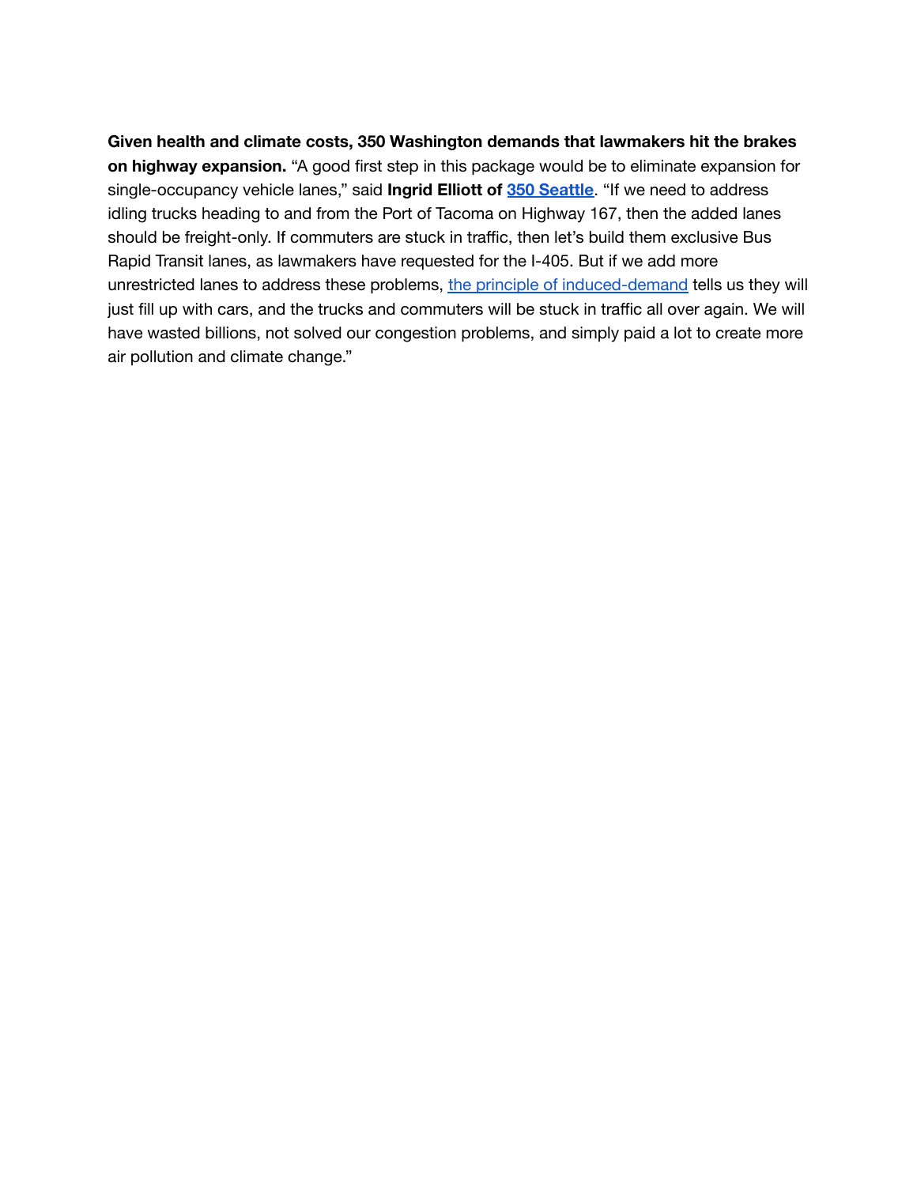**Given health and climate costs, 350 Washington demands that lawmakers hit the brakes on highway expansion.** “A good first step in this package would be to eliminate expansion for single-occupancy vehicle lanes,” said **Ingrid Elliott of [350 Seattle]**. “If we need to address idling trucks heading to and from the Port of Tacoma on Highway 167, then the added lanes should be freight-only. If commuters are stuck in traffic, then let’s build them exclusive Bus Rapid Transit lanes, as lawmakers have requested for the I-405. But if we add more unrestricted lanes to address these problems, the principle of induced-demand tells us they will just fill up with cars, and the trucks and commuters will be stuck in traffic all over again. We will have wasted billions, not solved our congestion problems, and simply paid a lot to create more air pollution and climate change.”